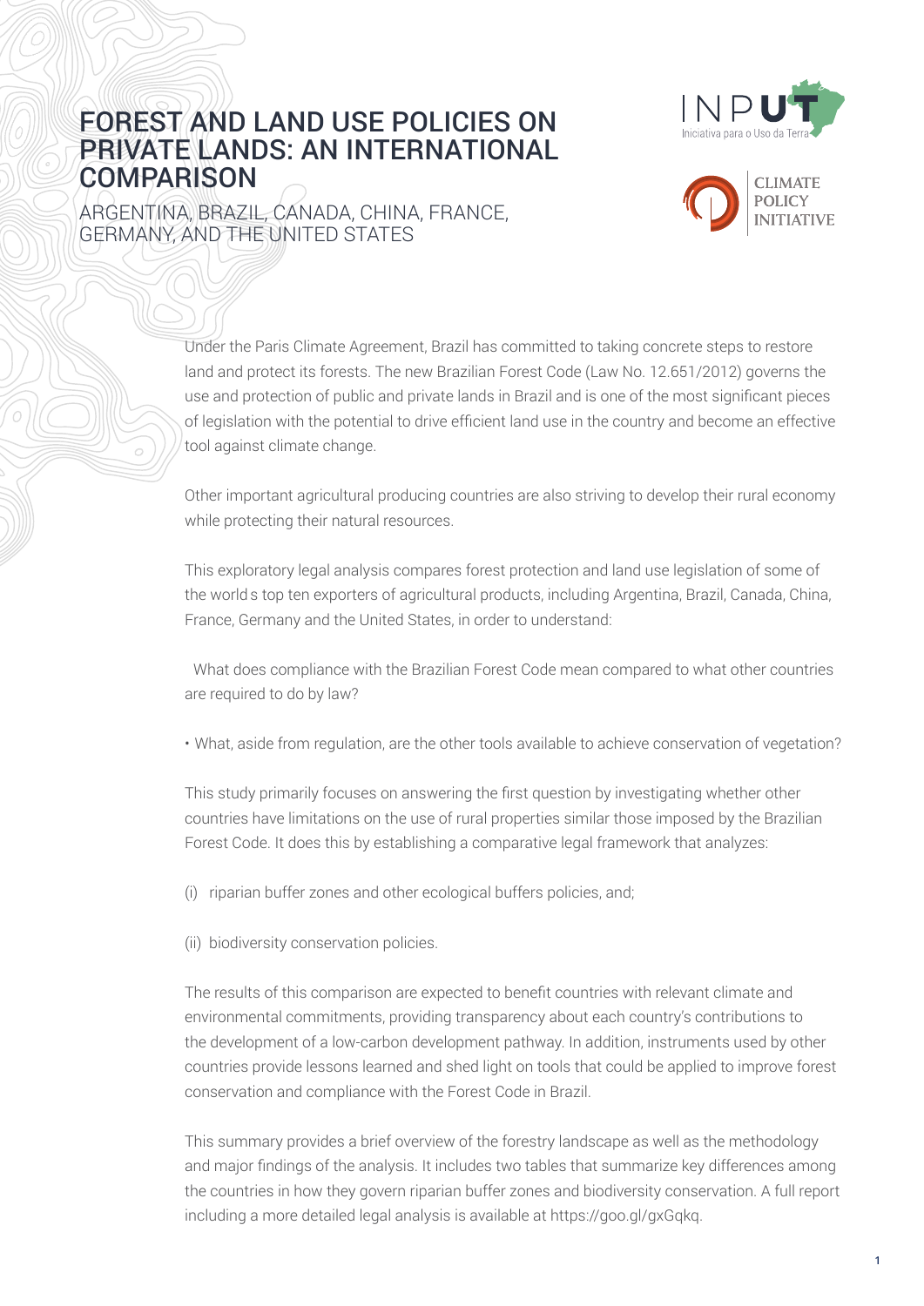# FOREST AND LAND USE POLICIES ON PRIVATE LANDS: AN INTERNATIONAL COMPARISON

## ARGENTINA, BRAZIL, CANADA, CHINA, FRANCE, GERMANY, AND THE UNITED STATES

Under the Paris Climate Agreement, Brazil has committed to taking concrete steps to restore land and protect its forests. The new Brazilian Forest Code (Law No. 12.651/2012) governs the use and protection of public and private lands in Brazil and is one of the most significant pieces of legislation with the potential to drive efficient land use in the country and become an effective tool against climate change.

Other important agricultural producing countries are also striving to develop their rural economy while protecting their natural resources.

This exploratory legal analysis compares forest protection and land use legislation of some of the world s top ten exporters of agricultural products, including Argentina, Brazil, Canada, China, France, Germany and the United States, in order to understand:

- What does compliance with the Brazilian Forest Code mean compared to what other countries are required to do by law?
- What, aside from regulation, are the other tools available to achieve conservation of vegetation?

This study primarily focuses on answering the first question by investigating whether other countries have limitations on the use of rural properties similar those imposed by the Brazilian Forest Code. It does this by establishing a comparative legal framework that analyzes:

(i) riparian buffer zones and other ecological buffers policies, and;

(ii) biodiversity conservation policies.

The results of this comparison are expected to benefit countries with relevant climate and environmental commitments, providing transparency about each country's contributions to the development of a low-carbon development pathway. In addition, instruments used by other countries provide lessons learned and shed light on tools that could be applied to improve forest conservation and compliance with the Forest Code in Brazil.

This summary provides a brief overview of the forestry landscape as well as the methodology and major findings of the analysis. It includes two tables that summarize key differences among the countries in how they govern riparian buffer zones and biodiversity conservation. A full report including a more detailed legal analysis is available at https://goo.gl/gxGqkq.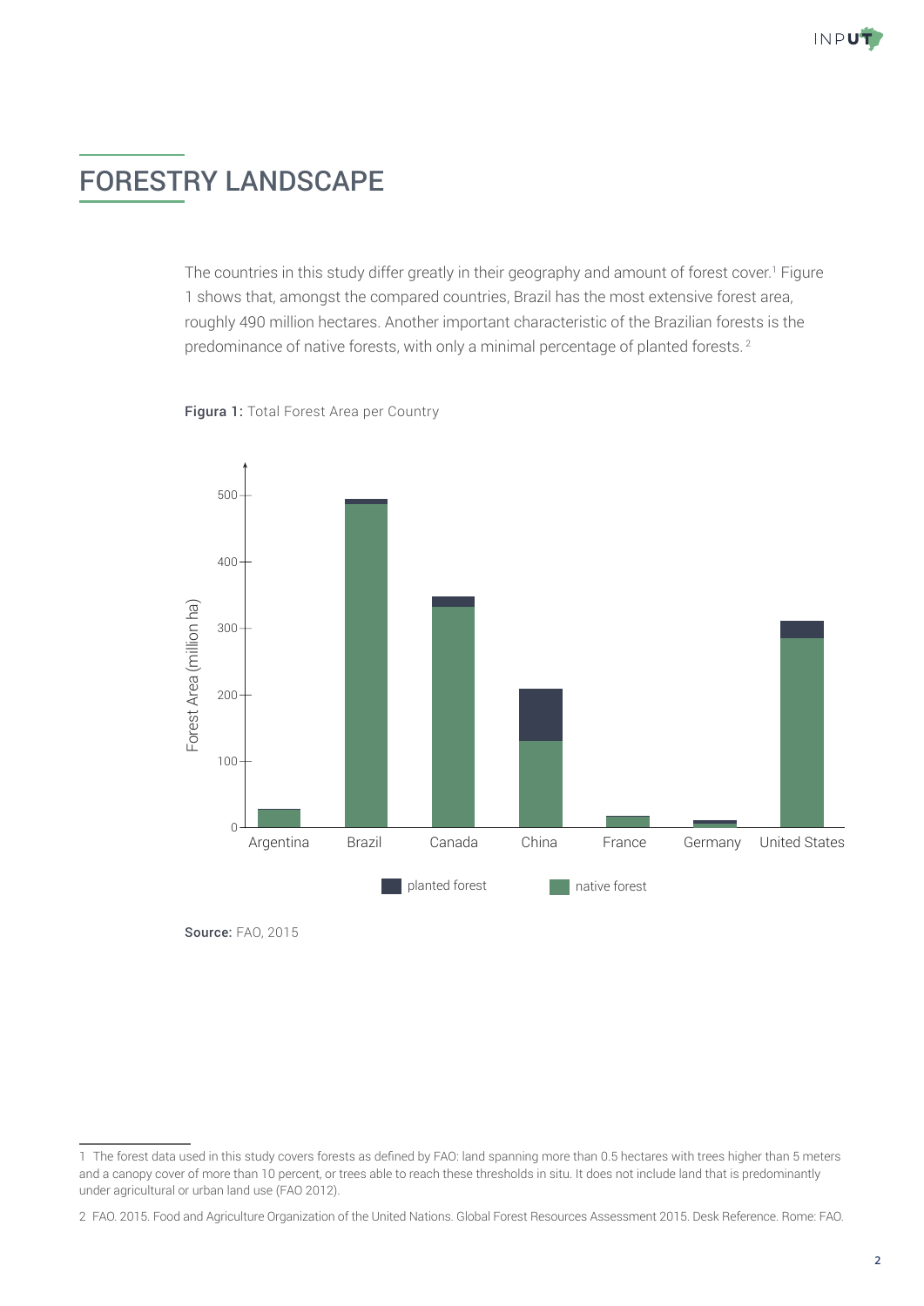# FORESTRY LANDSCAPE

The countries in this study differ greatly in their geography and amount of forest cover.[1] Figure 1 shows that, amongst the compared countries, Brazil has the most extensive forest area, roughly 490 million hectares. Another important characteristic of the Brazilian forests is the predominance of native forests, with only a minimal percentage of planted forests.[2]

**Figura 1:** Total Forest Area per Country

**Source:** FAO, 2015

---

1 The forest data used in this study covers forests as defined by FAO: land spanning more than 0.5 hectares with trees higher than 5 meters and a canopy cover of more than 10 percent, or trees able to reach these thresholds in situ. It does not include land that is predominantly under agricultural or urban land use (FAO 2012).

2 FAO. 2015. Food and Agriculture Organization of the United Nations. Global Forest Resources Assessment 2015. Desk Reference. Rome: FAO.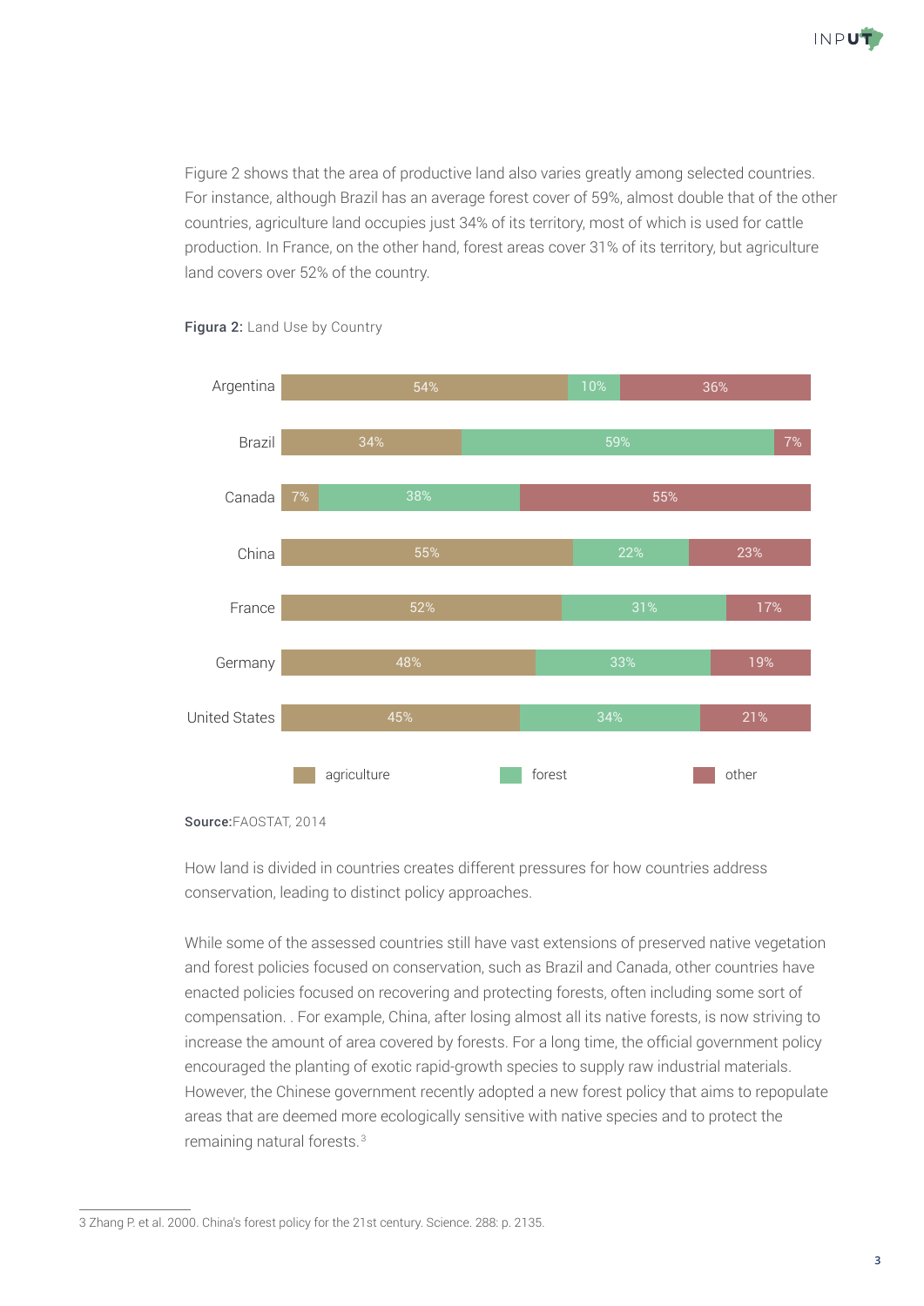Figure 2 shows that the area of productive land also varies greatly among selected countries. For instance, although Brazil has an average forest cover of 59%, almost double that of the other countries, agriculture land occupies just 34% of its territory, most of which is used for cattle production. In France, on the other hand, forest areas cover 31% of its territory, but agriculture land covers over 52% of the country.

**Figura 2:** Land Use by Country

| Country | agriculture | forest | other |
| --- | --- | --- | --- |
| Argentina | 54% | 10% | 36% |
| Brazil | 34% | 59% | 7% |
| Canada | 7% | 38% | 55% |
| China | 55% | 22% | 23% |
| France | 52% | 31% | 17% |
| Germany | 48% | 33% | 19% |
| United States | 45% | 34% | 21% |

**Source:**FAOSTAT, 2014

How land is divided in countries creates different pressures for how countries address conservation, leading to distinct policy approaches.

While some of the assessed countries still have vast extensions of preserved native vegetation and forest policies focused on conservation, such as Brazil and Canada, other countries have enacted policies focused on recovering and protecting forests, often including some sort of compensation. . For example, China, after losing almost all its native forests, is now striving to increase the amount of area covered by forests. For a long time, the official government policy encouraged the planting of exotic rapid-growth species to supply raw industrial materials. However, the Chinese government recently adopted a new forest policy that aims to repopulate areas that are deemed more ecologically sensitive with native species and to protect the remaining natural forests.[3]

---

3 Zhang P. et al. 2000. China's forest policy for the 21st century. Science. 288: p. 2135.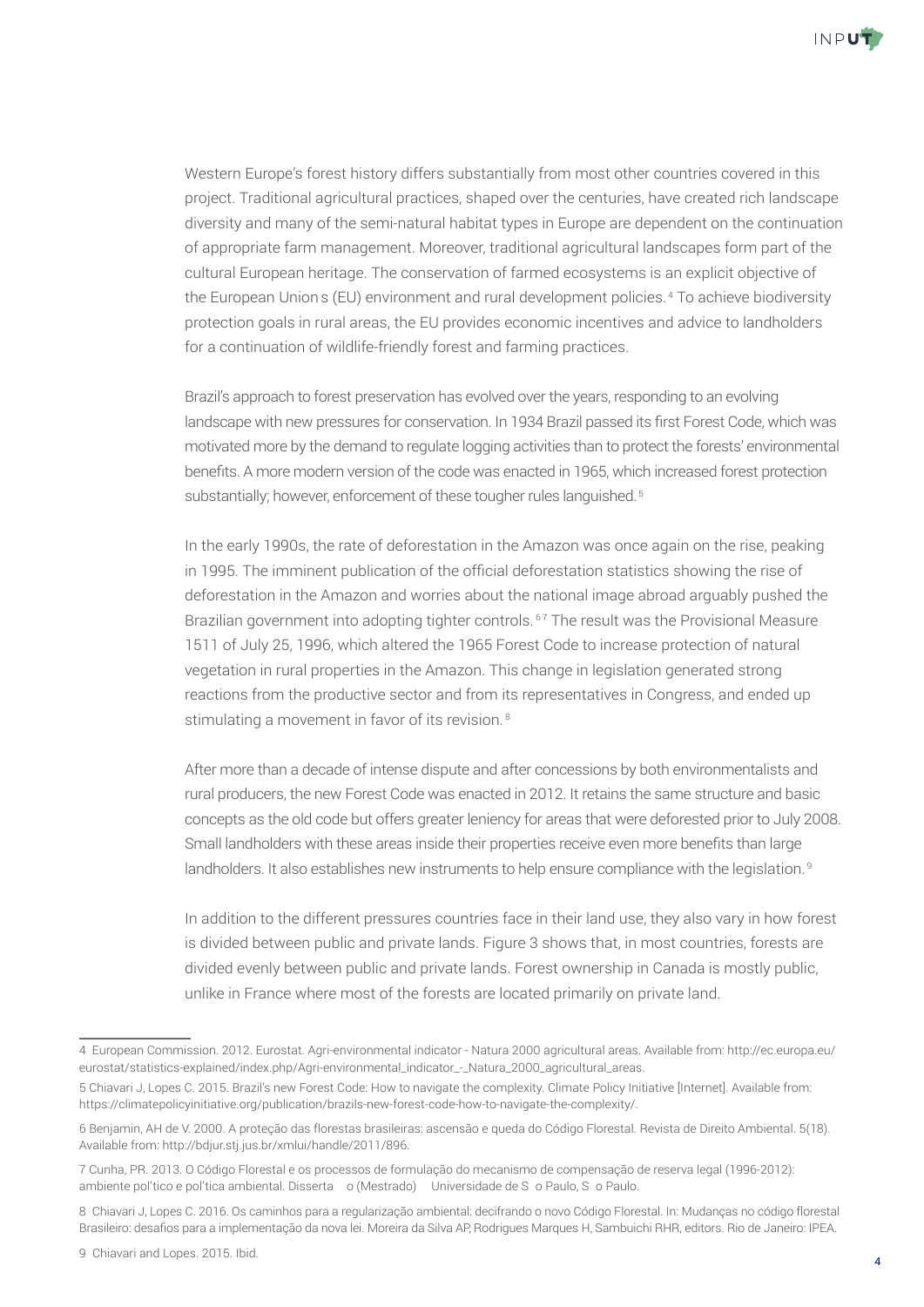Western Europe's forest history differs substantially from most other countries covered in this project. Traditional agricultural practices, shaped over the centuries, have created rich landscape diversity and many of the semi-natural habitat types in Europe are dependent on the continuation of appropriate farm management. Moreover, traditional agricultural landscapes form part of the cultural European heritage. The conservation of farmed ecosystems is an explicit objective of the European Union s (EU) environment and rural development policies.[4] To achieve biodiversity protection goals in rural areas, the EU provides economic incentives and advice to landholders for a continuation of wildlife-friendly forest and farming practices.

Brazil's approach to forest preservation has evolved over the years, responding to an evolving landscape with new pressures for conservation. In 1934 Brazil passed its first Forest Code, which was motivated more by the demand to regulate logging activities than to protect the forests' environmental benefits. A more modern version of the code was enacted in 1965, which increased forest protection substantially; however, enforcement of these tougher rules languished.[5]

In the early 1990s, the rate of deforestation in the Amazon was once again on the rise, peaking in 1995. The imminent publication of the official deforestation statistics showing the rise of deforestation in the Amazon and worries about the national image abroad arguably pushed the Brazilian government into adopting tighter controls.[6,7] The result was the Provisional Measure 1511 of July 25, 1996, which altered the 1965 Forest Code to increase protection of natural vegetation in rural properties in the Amazon. This change in legislation generated strong reactions from the productive sector and from its representatives in Congress, and ended up stimulating a movement in favor of its revision.[8]

After more than a decade of intense dispute and after concessions by both environmentalists and rural producers, the new Forest Code was enacted in 2012. It retains the same structure and basic concepts as the old code but offers greater leniency for areas that were deforested prior to July 2008. Small landholders with these areas inside their properties receive even more benefits than large landholders. It also establishes new instruments to help ensure compliance with the legislation.[9]

In addition to the different pressures countries face in their land use, they also vary in how forest is divided between public and private lands. Figure 3 shows that, in most countries, forests are divided evenly between public and private lands. Forest ownership in Canada is mostly public, unlike in France where most of the forests are located primarily on private land.

---

4 European Commission. 2012. Eurostat. Agri-environmental indicator - Natura 2000 agricultural areas. Available from: http://ec.europa.eu/eurostat/statistics-explained/index.php/Agri-environmental_indicator_-_Natura_2000_agricultural_areas.

5 Chiavari J, Lopes C. 2015. Brazil's new Forest Code: How to navigate the complexity. Climate Policy Initiative [Internet]. Available from: https://climatepolicyinitiative.org/publication/brazils-new-forest-code-how-to-navigate-the-complexity/.

6 Benjamin, AH de V. 2000. A proteção das florestas brasileiras: ascensão e queda do Código Florestal. Revista de Direito Ambiental. 5(18). Available from: http://bdjur.stj.jus.br/xmlui/handle/2011/896.

7 Cunha, PR. 2013. O Código Florestal e os processos de formulação do mecanismo de compensação de reserva legal (1996-2012): ambiente pol'tico e pol'tica ambiental. Disserta o (Mestrado) Universidade de S o Paulo, S o Paulo.

8 Chiavari J, Lopes C. 2016. Os caminhos para a regularização ambiental: decifrando o novo Código Florestal. In: Mudanças no código florestal Brasileiro: desafios para a implementação da nova lei. Moreira da Silva AP, Rodrigues Marques H, Sambuichi RHR, editors. Rio de Janeiro: IPEA.

9 Chiavari and Lopes. 2015. Ibid.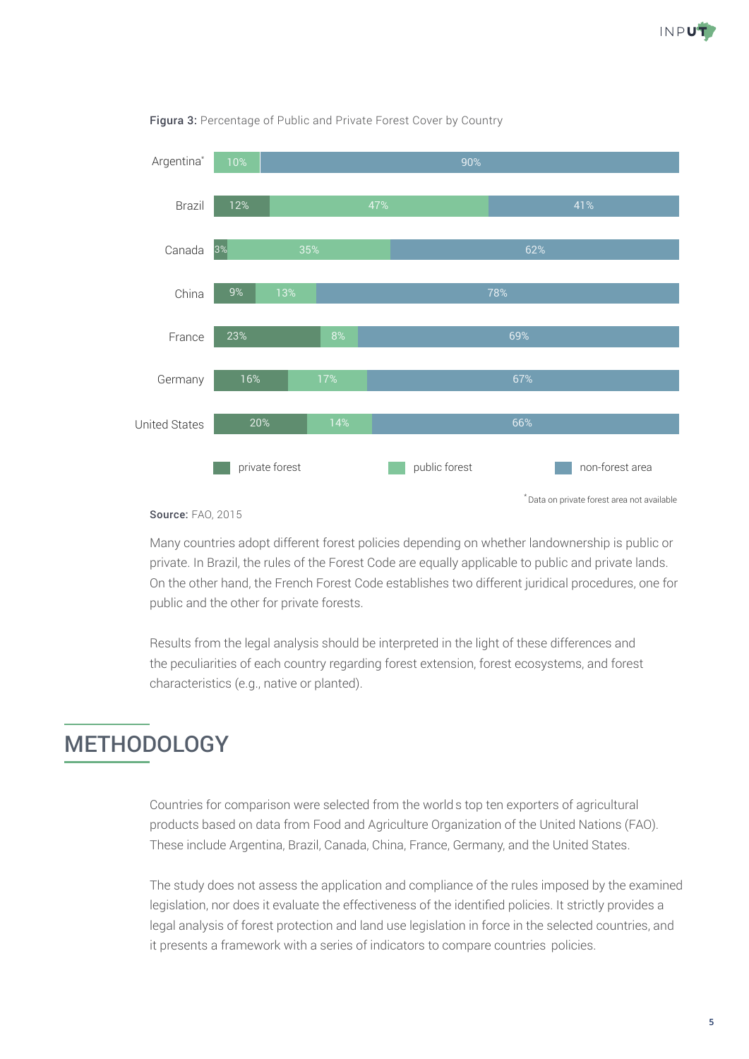**Figura 3:** Percentage of Public and Private Forest Cover by Country

| Country | private forest | public forest | non-forest area |
|---|---|---|---|
| Argentina* | | 10% | 90% |
| Brazil | 12% | 47% | 41% |
| Canada | 3% | 35% | 62% |
| China | 9% | 13% | 78% |
| France | 23% | 8% | 69% |
| Germany | 16% | 17% | 67% |
| United States | 20% | 14% | 66% |

*Data on private forest area not available

**Source:** FAO, 2015

Many countries adopt different forest policies depending on whether landownership is public or private. In Brazil, the rules of the Forest Code are equally applicable to public and private lands. On the other hand, the French Forest Code establishes two different juridical procedures, one for public and the other for private forests.

Results from the legal analysis should be interpreted in the light of these differences and the peculiarities of each country regarding forest extension, forest ecosystems, and forest characteristics (e.g., native or planted).

# METHODOLOGY

Countries for comparison were selected from the world s top ten exporters of agricultural products based on data from Food and Agriculture Organization of the United Nations (FAO). These include Argentina, Brazil, Canada, China, France, Germany, and the United States.

The study does not assess the application and compliance of the rules imposed by the examined legislation, nor does it evaluate the effectiveness of the identified policies. It strictly provides a legal analysis of forest protection and land use legislation in force in the selected countries, and it presents a framework with a series of indicators to compare countries policies.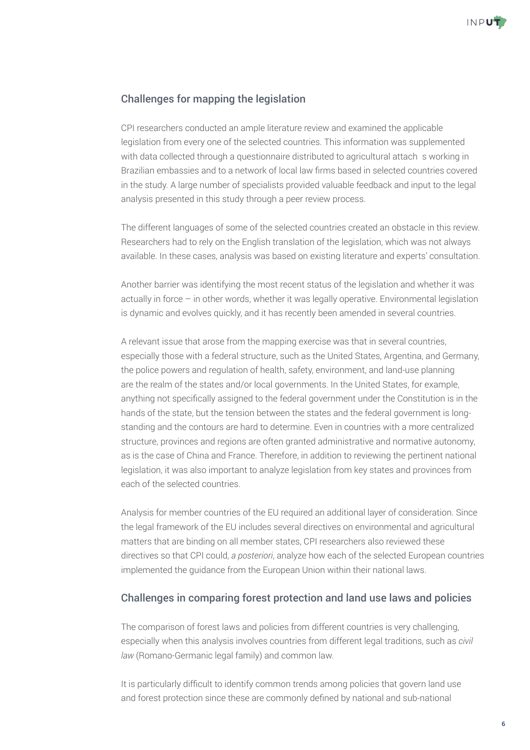## Challenges for mapping the legislation

CPI researchers conducted an ample literature review and examined the applicable legislation from every one of the selected countries. This information was supplemented with data collected through a questionnaire distributed to agricultural attach s working in Brazilian embassies and to a network of local law firms based in selected countries covered in the study. A large number of specialists provided valuable feedback and input to the legal analysis presented in this study through a peer review process.

The different languages of some of the selected countries created an obstacle in this review. Researchers had to rely on the English translation of the legislation, which was not always available. In these cases, analysis was based on existing literature and experts' consultation.

Another barrier was identifying the most recent status of the legislation and whether it was actually in force – in other words, whether it was legally operative. Environmental legislation is dynamic and evolves quickly, and it has recently been amended in several countries.

A relevant issue that arose from the mapping exercise was that in several countries, especially those with a federal structure, such as the United States, Argentina, and Germany, the police powers and regulation of health, safety, environment, and land-use planning are the realm of the states and/or local governments. In the United States, for example, anything not specifically assigned to the federal government under the Constitution is in the hands of the state, but the tension between the states and the federal government is long-standing and the contours are hard to determine. Even in countries with a more centralized structure, provinces and regions are often granted administrative and normative autonomy, as is the case of China and France. Therefore, in addition to reviewing the pertinent national legislation, it was also important to analyze legislation from key states and provinces from each of the selected countries.

Analysis for member countries of the EU required an additional layer of consideration. Since the legal framework of the EU includes several directives on environmental and agricultural matters that are binding on all member states, CPI researchers also reviewed these directives so that CPI could, *a posteriori*, analyze how each of the selected European countries implemented the guidance from the European Union within their national laws.

## Challenges in comparing forest protection and land use laws and policies

The comparison of forest laws and policies from different countries is very challenging, especially when this analysis involves countries from different legal traditions, such as *civil law* (Romano-Germanic legal family) and common law.

It is particularly difficult to identify common trends among policies that govern land use and forest protection since these are commonly defined by national and sub-national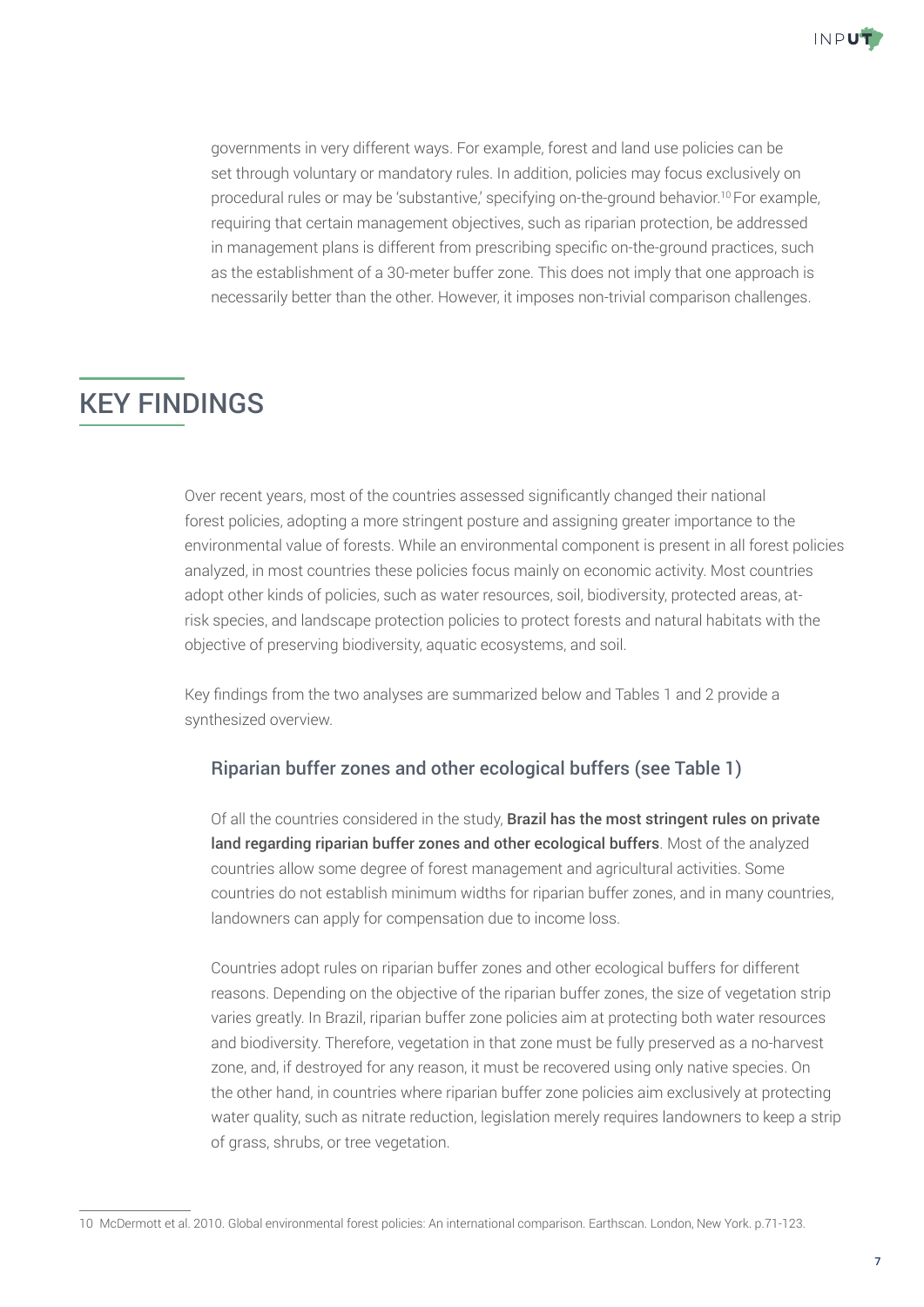governments in very different ways. For example, forest and land use policies can be set through voluntary or mandatory rules. In addition, policies may focus exclusively on procedural rules or may be 'substantive,' specifying on-the-ground behavior.[10] For example, requiring that certain management objectives, such as riparian protection, be addressed in management plans is different from prescribing specific on-the-ground practices, such as the establishment of a 30-meter buffer zone. This does not imply that one approach is necessarily better than the other. However, it imposes non-trivial comparison challenges.

## KEY FINDINGS

Over recent years, most of the countries assessed significantly changed their national forest policies, adopting a more stringent posture and assigning greater importance to the environmental value of forests. While an environmental component is present in all forest policies analyzed, in most countries these policies focus mainly on economic activity. Most countries adopt other kinds of policies, such as water resources, soil, biodiversity, protected areas, at-risk species, and landscape protection policies to protect forests and natural habitats with the objective of preserving biodiversity, aquatic ecosystems, and soil.

Key findings from the two analyses are summarized below and Tables 1 and 2 provide a synthesized overview.

### Riparian buffer zones and other ecological buffers (see Table 1)

Of all the countries considered in the study, **Brazil has the most stringent rules on private land regarding riparian buffer zones and other ecological buffers**. Most of the analyzed countries allow some degree of forest management and agricultural activities. Some countries do not establish minimum widths for riparian buffer zones, and in many countries, landowners can apply for compensation due to income loss.

Countries adopt rules on riparian buffer zones and other ecological buffers for different reasons. Depending on the objective of the riparian buffer zones, the size of vegetation strip varies greatly. In Brazil, riparian buffer zone policies aim at protecting both water resources and biodiversity. Therefore, vegetation in that zone must be fully preserved as a no-harvest zone, and, if destroyed for any reason, it must be recovered using only native species. On the other hand, in countries where riparian buffer zone policies aim exclusively at protecting water quality, such as nitrate reduction, legislation merely requires landowners to keep a strip of grass, shrubs, or tree vegetation.

---

10 McDermott et al. 2010. Global environmental forest policies: An international comparison. Earthscan. London, New York. p.71-123.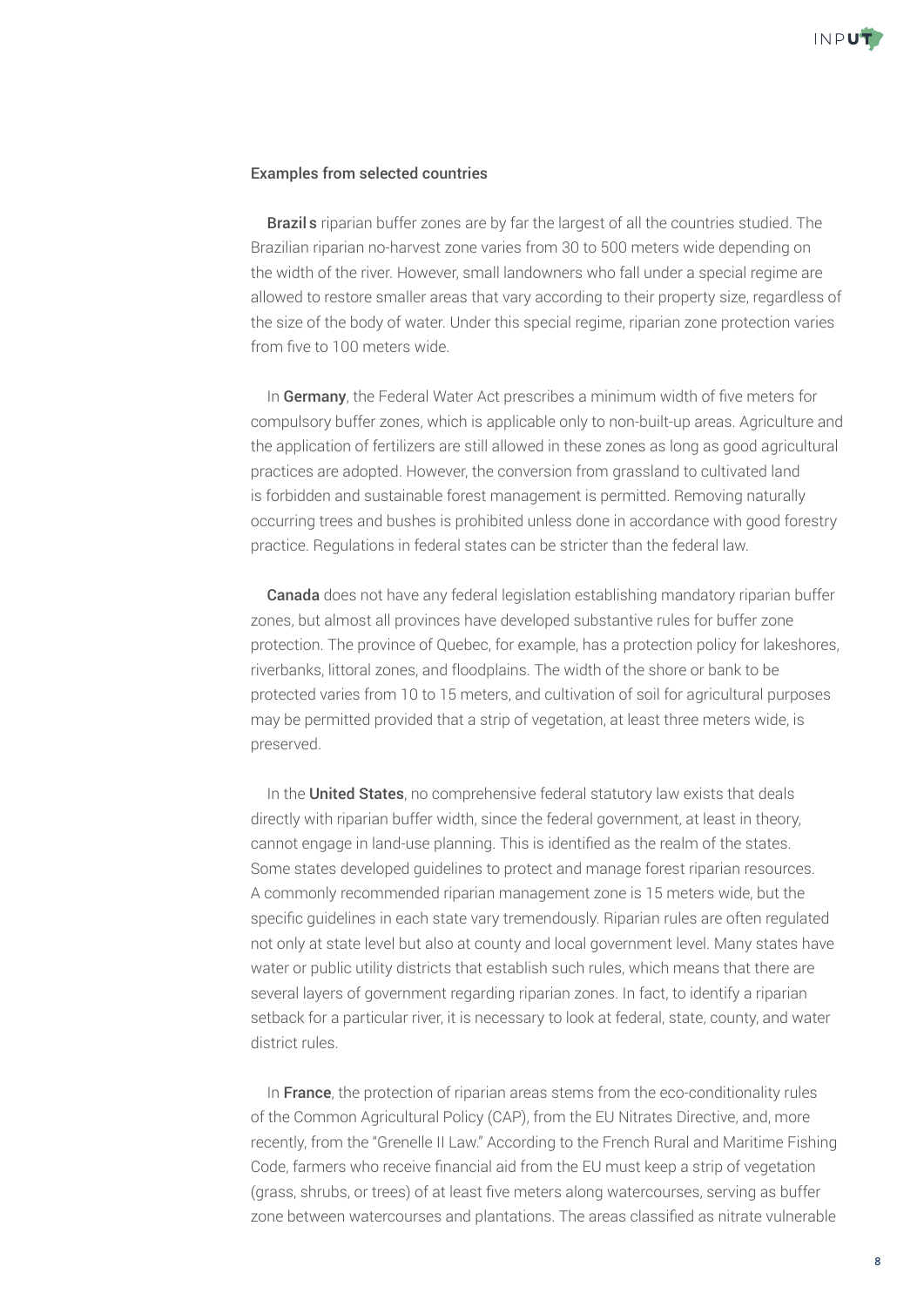### Examples from selected countries

**Brazil s** riparian buffer zones are by far the largest of all the countries studied. The Brazilian riparian no-harvest zone varies from 30 to 500 meters wide depending on the width of the river. However, small landowners who fall under a special regime are allowed to restore smaller areas that vary according to their property size, regardless of the size of the body of water. Under this special regime, riparian zone protection varies from five to 100 meters wide.

In **Germany**, the Federal Water Act prescribes a minimum width of five meters for compulsory buffer zones, which is applicable only to non-built-up areas. Agriculture and the application of fertilizers are still allowed in these zones as long as good agricultural practices are adopted. However, the conversion from grassland to cultivated land is forbidden and sustainable forest management is permitted. Removing naturally occurring trees and bushes is prohibited unless done in accordance with good forestry practice. Regulations in federal states can be stricter than the federal law.

**Canada** does not have any federal legislation establishing mandatory riparian buffer zones, but almost all provinces have developed substantive rules for buffer zone protection. The province of Quebec, for example, has a protection policy for lakeshores, riverbanks, littoral zones, and floodplains. The width of the shore or bank to be protected varies from 10 to 15 meters, and cultivation of soil for agricultural purposes may be permitted provided that a strip of vegetation, at least three meters wide, is preserved.

In the **United States**, no comprehensive federal statutory law exists that deals directly with riparian buffer width, since the federal government, at least in theory, cannot engage in land-use planning. This is identified as the realm of the states. Some states developed guidelines to protect and manage forest riparian resources. A commonly recommended riparian management zone is 15 meters wide, but the specific guidelines in each state vary tremendously. Riparian rules are often regulated not only at state level but also at county and local government level. Many states have water or public utility districts that establish such rules, which means that there are several layers of government regarding riparian zones. In fact, to identify a riparian setback for a particular river, it is necessary to look at federal, state, county, and water district rules.

In **France**, the protection of riparian areas stems from the eco-conditionality rules of the Common Agricultural Policy (CAP), from the EU Nitrates Directive, and, more recently, from the "Grenelle II Law." According to the French Rural and Maritime Fishing Code, farmers who receive financial aid from the EU must keep a strip of vegetation (grass, shrubs, or trees) of at least five meters along watercourses, serving as buffer zone between watercourses and plantations. The areas classified as nitrate vulnerable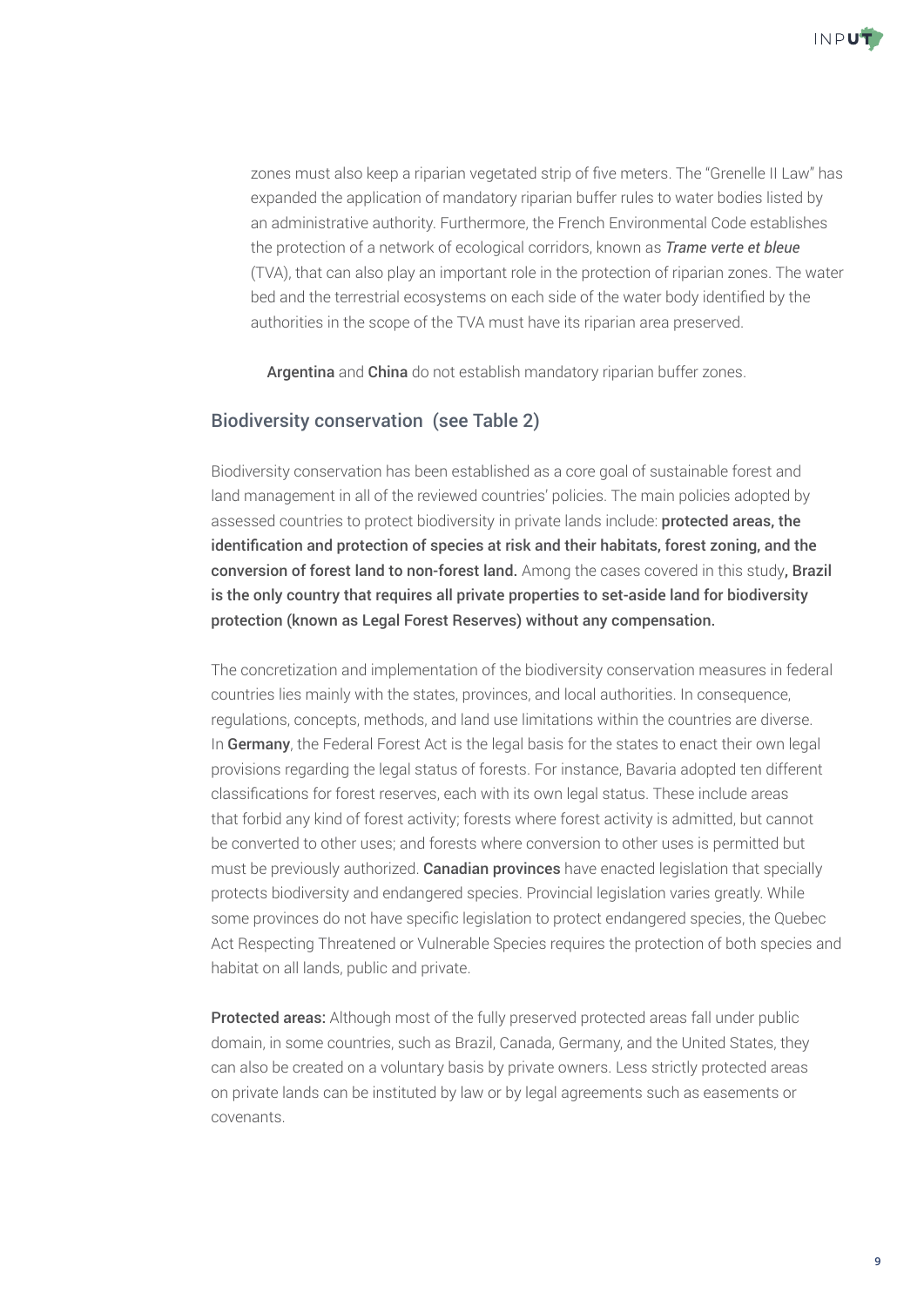zones must also keep a riparian vegetated strip of five meters. The "Grenelle II Law" has expanded the application of mandatory riparian buffer rules to water bodies listed by an administrative authority. Furthermore, the French Environmental Code establishes the protection of a network of ecological corridors, known as *Trame verte et bleue* (TVA), that can also play an important role in the protection of riparian zones. The water bed and the terrestrial ecosystems on each side of the water body identified by the authorities in the scope of the TVA must have its riparian area preserved.

**Argentina** and **China** do not establish mandatory riparian buffer zones.

## Biodiversity conservation (see Table 2)

Biodiversity conservation has been established as a core goal of sustainable forest and land management in all of the reviewed countries' policies. The main policies adopted by assessed countries to protect biodiversity in private lands include: **protected areas, the identification and protection of species at risk and their habitats, forest zoning, and the conversion of forest land to non-forest land.** Among the cases covered in this study**, Brazil is the only country that requires all private properties to set-aside land for biodiversity protection (known as Legal Forest Reserves) without any compensation.**

The concretization and implementation of the biodiversity conservation measures in federal countries lies mainly with the states, provinces, and local authorities. In consequence, regulations, concepts, methods, and land use limitations within the countries are diverse. In **Germany**, the Federal Forest Act is the legal basis for the states to enact their own legal provisions regarding the legal status of forests. For instance, Bavaria adopted ten different classifications for forest reserves, each with its own legal status. These include areas that forbid any kind of forest activity; forests where forest activity is admitted, but cannot be converted to other uses; and forests where conversion to other uses is permitted but must be previously authorized. **Canadian provinces** have enacted legislation that specially protects biodiversity and endangered species. Provincial legislation varies greatly. While some provinces do not have specific legislation to protect endangered species, the Quebec Act Respecting Threatened or Vulnerable Species requires the protection of both species and habitat on all lands, public and private.

**Protected areas:** Although most of the fully preserved protected areas fall under public domain, in some countries, such as Brazil, Canada, Germany, and the United States, they can also be created on a voluntary basis by private owners. Less strictly protected areas on private lands can be instituted by law or by legal agreements such as easements or covenants.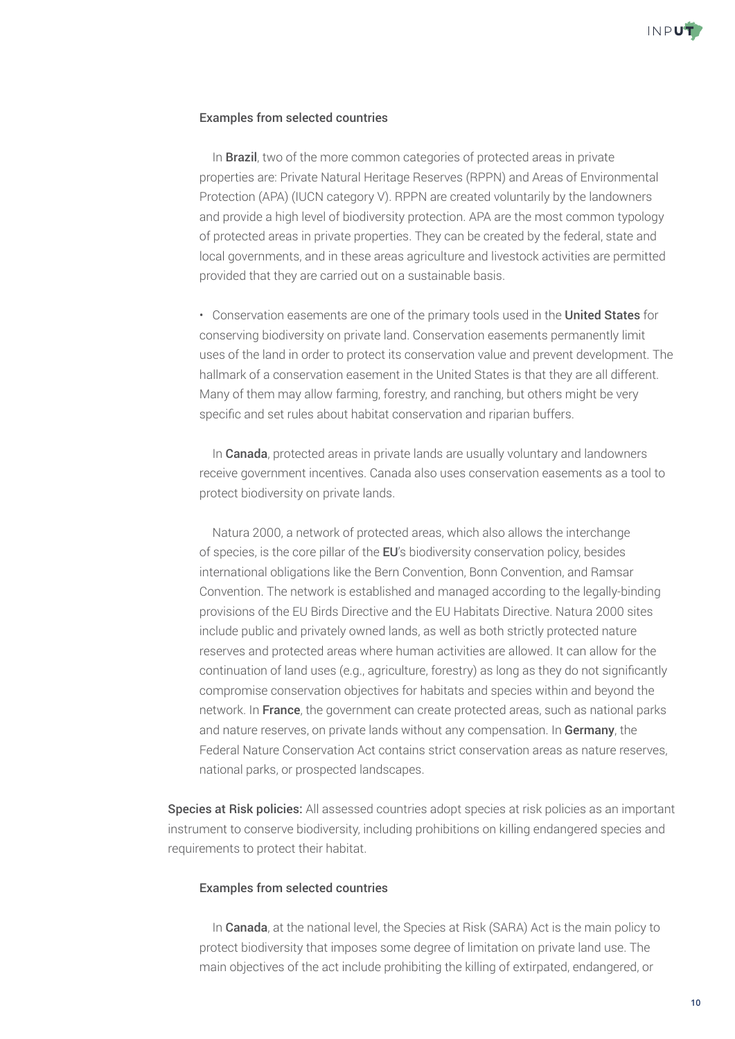#### Examples from selected countries

In **Brazil**, two of the more common categories of protected areas in private properties are: Private Natural Heritage Reserves (RPPN) and Areas of Environmental Protection (APA) (IUCN category V). RPPN are created voluntarily by the landowners and provide a high level of biodiversity protection. APA are the most common typology of protected areas in private properties. They can be created by the federal, state and local governments, and in these areas agriculture and livestock activities are permitted provided that they are carried out on a sustainable basis.

- Conservation easements are one of the primary tools used in the **United States** for conserving biodiversity on private land. Conservation easements permanently limit uses of the land in order to protect its conservation value and prevent development. The hallmark of a conservation easement in the United States is that they are all different. Many of them may allow farming, forestry, and ranching, but others might be very specific and set rules about habitat conservation and riparian buffers.

In **Canada**, protected areas in private lands are usually voluntary and landowners receive government incentives. Canada also uses conservation easements as a tool to protect biodiversity on private lands.

Natura 2000, a network of protected areas, which also allows the interchange of species, is the core pillar of the **EU**'s biodiversity conservation policy, besides international obligations like the Bern Convention, Bonn Convention, and Ramsar Convention. The network is established and managed according to the legally-binding provisions of the EU Birds Directive and the EU Habitats Directive. Natura 2000 sites include public and privately owned lands, as well as both strictly protected nature reserves and protected areas where human activities are allowed. It can allow for the continuation of land uses (e.g., agriculture, forestry) as long as they do not significantly compromise conservation objectives for habitats and species within and beyond the network. In **France**, the government can create protected areas, such as national parks and nature reserves, on private lands without any compensation. In **Germany**, the Federal Nature Conservation Act contains strict conservation areas as nature reserves, national parks, or prospected landscapes.

**Species at Risk policies:** All assessed countries adopt species at risk policies as an important instrument to conserve biodiversity, including prohibitions on killing endangered species and requirements to protect their habitat.

#### Examples from selected countries

In **Canada**, at the national level, the Species at Risk (SARA) Act is the main policy to protect biodiversity that imposes some degree of limitation on private land use. The main objectives of the act include prohibiting the killing of extirpated, endangered, or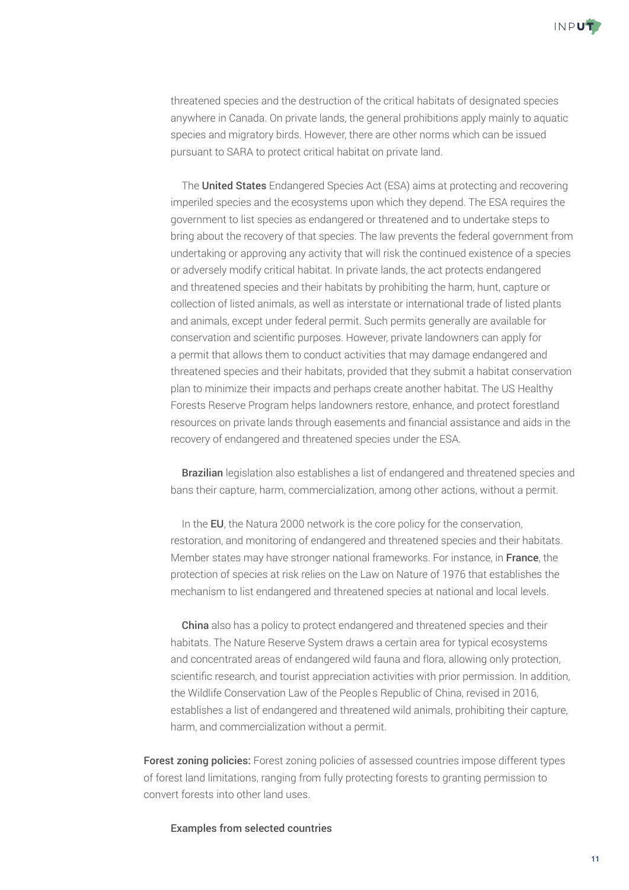threatened species and the destruction of the critical habitats of designated species anywhere in Canada. On private lands, the general prohibitions apply mainly to aquatic species and migratory birds. However, there are other norms which can be issued pursuant to SARA to protect critical habitat on private land.

The **United States** Endangered Species Act (ESA) aims at protecting and recovering imperiled species and the ecosystems upon which they depend. The ESA requires the government to list species as endangered or threatened and to undertake steps to bring about the recovery of that species. The law prevents the federal government from undertaking or approving any activity that will risk the continued existence of a species or adversely modify critical habitat. In private lands, the act protects endangered and threatened species and their habitats by prohibiting the harm, hunt, capture or collection of listed animals, as well as interstate or international trade of listed plants and animals, except under federal permit. Such permits generally are available for conservation and scientific purposes. However, private landowners can apply for a permit that allows them to conduct activities that may damage endangered and threatened species and their habitats, provided that they submit a habitat conservation plan to minimize their impacts and perhaps create another habitat. The US Healthy Forests Reserve Program helps landowners restore, enhance, and protect forestland resources on private lands through easements and financial assistance and aids in the recovery of endangered and threatened species under the ESA.

**Brazilian** legislation also establishes a list of endangered and threatened species and bans their capture, harm, commercialization, among other actions, without a permit.

In the **EU**, the Natura 2000 network is the core policy for the conservation, restoration, and monitoring of endangered and threatened species and their habitats. Member states may have stronger national frameworks. For instance, in **France**, the protection of species at risk relies on the Law on Nature of 1976 that establishes the mechanism to list endangered and threatened species at national and local levels.

**China** also has a policy to protect endangered and threatened species and their habitats. The Nature Reserve System draws a certain area for typical ecosystems and concentrated areas of endangered wild fauna and flora, allowing only protection, scientific research, and tourist appreciation activities with prior permission. In addition, the Wildlife Conservation Law of the People s Republic of China, revised in 2016, establishes a list of endangered and threatened wild animals, prohibiting their capture, harm, and commercialization without a permit.

**Forest zoning policies:** Forest zoning policies of assessed countries impose different types of forest land limitations, ranging from fully protecting forests to granting permission to convert forests into other land uses.

Examples from selected countries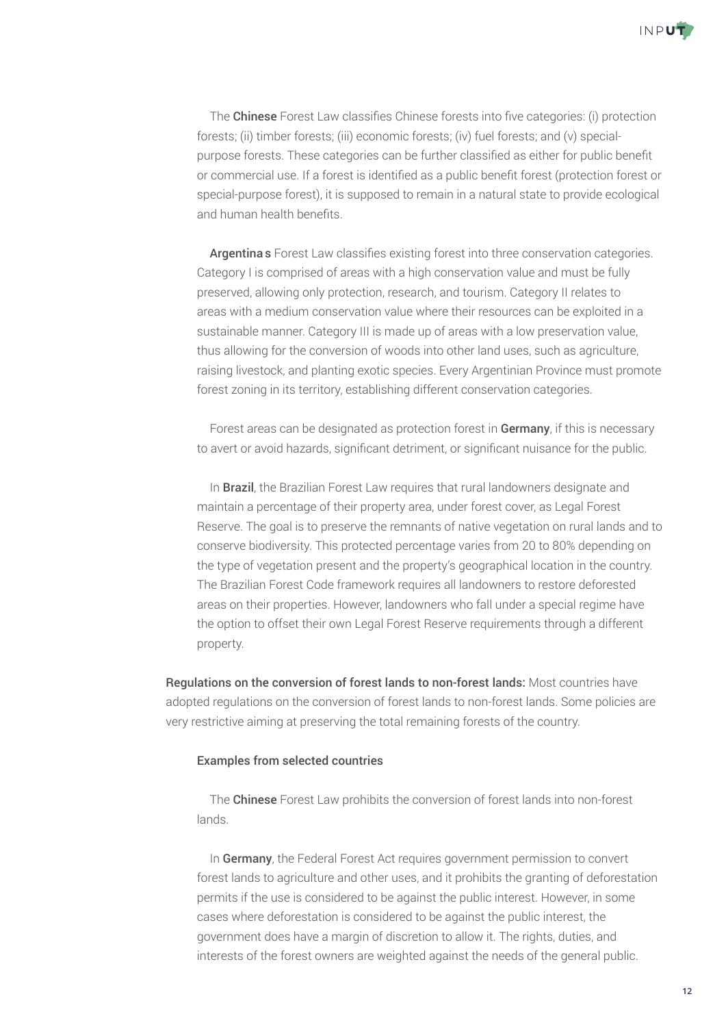The **Chinese** Forest Law classifies Chinese forests into five categories: (i) protection forests; (ii) timber forests; (iii) economic forests; (iv) fuel forests; and (v) special-purpose forests. These categories can be further classified as either for public benefit or commercial use. If a forest is identified as a public benefit forest (protection forest or special-purpose forest), it is supposed to remain in a natural state to provide ecological and human health benefits.

**Argentina s** Forest Law classifies existing forest into three conservation categories. Category I is comprised of areas with a high conservation value and must be fully preserved, allowing only protection, research, and tourism. Category II relates to areas with a medium conservation value where their resources can be exploited in a sustainable manner. Category III is made up of areas with a low preservation value, thus allowing for the conversion of woods into other land uses, such as agriculture, raising livestock, and planting exotic species. Every Argentinian Province must promote forest zoning in its territory, establishing different conservation categories.

Forest areas can be designated as protection forest in **Germany**, if this is necessary to avert or avoid hazards, significant detriment, or significant nuisance for the public.

In **Brazil**, the Brazilian Forest Law requires that rural landowners designate and maintain a percentage of their property area, under forest cover, as Legal Forest Reserve. The goal is to preserve the remnants of native vegetation on rural lands and to conserve biodiversity. This protected percentage varies from 20 to 80% depending on the type of vegetation present and the property's geographical location in the country. The Brazilian Forest Code framework requires all landowners to restore deforested areas on their properties. However, landowners who fall under a special regime have the option to offset their own Legal Forest Reserve requirements through a different property.

**Regulations on the conversion of forest lands to non-forest lands:** Most countries have adopted regulations on the conversion of forest lands to non-forest lands. Some policies are very restrictive aiming at preserving the total remaining forests of the country.

Examples from selected countries

The **Chinese** Forest Law prohibits the conversion of forest lands into non-forest lands.

In **Germany**, the Federal Forest Act requires government permission to convert forest lands to agriculture and other uses, and it prohibits the granting of deforestation permits if the use is considered to be against the public interest. However, in some cases where deforestation is considered to be against the public interest, the government does have a margin of discretion to allow it. The rights, duties, and interests of the forest owners are weighted against the needs of the general public.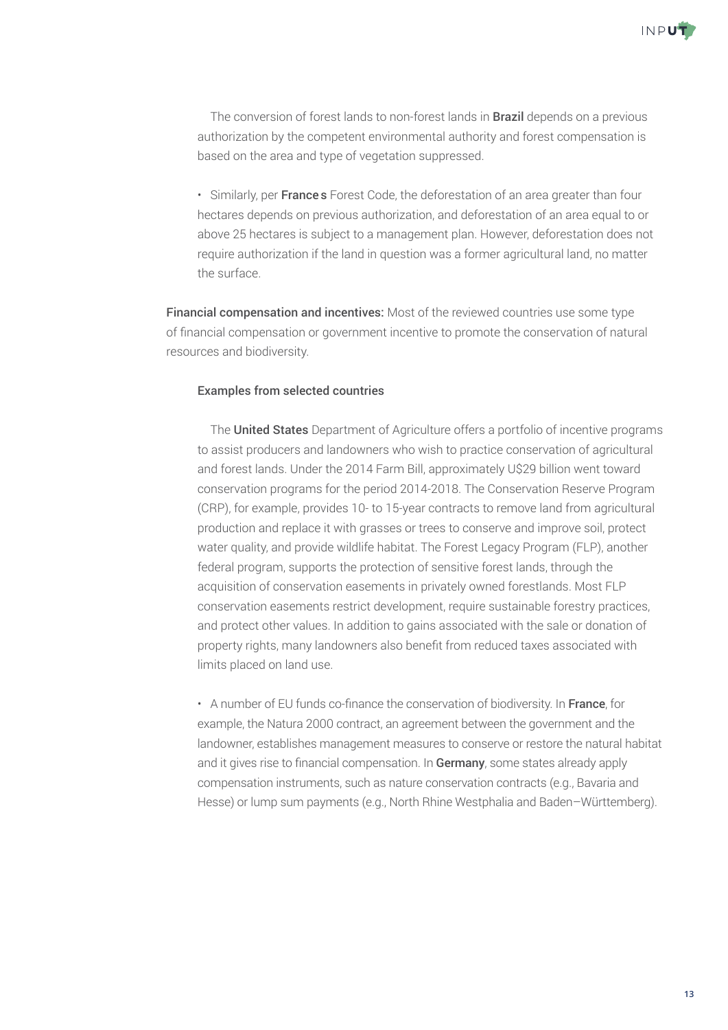• The conversion of forest lands to non-forest lands in **Brazil** depends on a previous authorization by the competent environmental authority and forest compensation is based on the area and type of vegetation suppressed.

• Similarly, per **France**s Forest Code, the deforestation of an area greater than four hectares depends on previous authorization, and deforestation of an area equal to or above 25 hectares is subject to a management plan. However, deforestation does not require authorization if the land in question was a former agricultural land, no matter the surface.

**Financial compensation and incentives:** Most of the reviewed countries use some type of financial compensation or government incentive to promote the conservation of natural resources and biodiversity.

**Examples from selected countries**

• The **United States** Department of Agriculture offers a portfolio of incentive programs to assist producers and landowners who wish to practice conservation of agricultural and forest lands. Under the 2014 Farm Bill, approximately U$29 billion went toward conservation programs for the period 2014-2018. The Conservation Reserve Program (CRP), for example, provides 10- to 15-year contracts to remove land from agricultural production and replace it with grasses or trees to conserve and improve soil, protect water quality, and provide wildlife habitat. The Forest Legacy Program (FLP), another federal program, supports the protection of sensitive forest lands, through the acquisition of conservation easements in privately owned forestlands. Most FLP conservation easements restrict development, require sustainable forestry practices, and protect other values. In addition to gains associated with the sale or donation of property rights, many landowners also benefit from reduced taxes associated with limits placed on land use.

• A number of EU funds co-finance the conservation of biodiversity. In **France**, for example, the Natura 2000 contract, an agreement between the government and the landowner, establishes management measures to conserve or restore the natural habitat and it gives rise to financial compensation. In **Germany**, some states already apply compensation instruments, such as nature conservation contracts (e.g., Bavaria and Hesse) or lump sum payments (e.g., North Rhine Westphalia and Baden–Württemberg).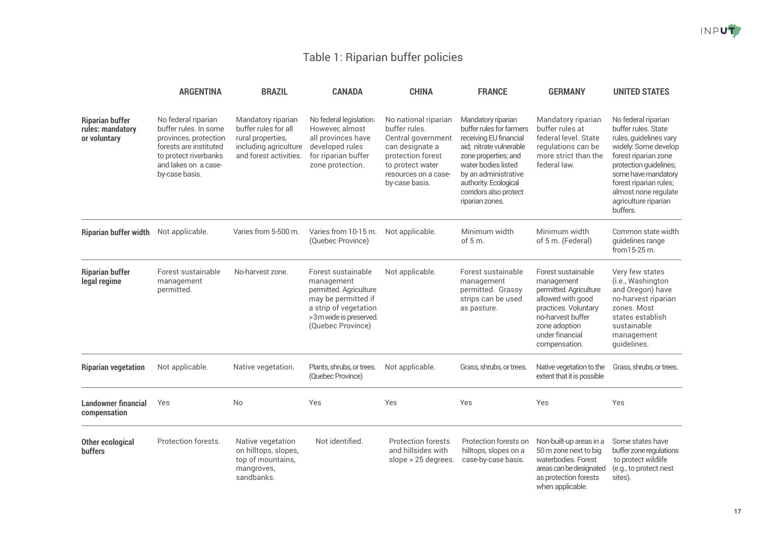## Table 1: Riparian buffer policies

| | ARGENTINA | BRAZIL | CANADA | CHINA | FRANCE | GERMANY | UNITED STATES |
|---|---|---|---|---|---|---|---|
| **Riparian buffer rules: mandatory or voluntary** | No federal riparian buffer rules. In some provinces, protection forests are instituted to protect riverbanks and lakes on a case-by-case basis. | Mandatory riparian buffer rules for all rural properties, including agriculture and forest activities. | No federal legislation. However, almost all provinces have developed rules for riparian buffer zone protection. | No national riparian buffer rules. Central government can designate a protection forest to protect water resources on a case-by-case basis. | Mandatory riparian buffer rules for farmers receiving EU financial aid; nitrate vulnerable zone properties; and water bodies listed by an administrative authority. Ecological corridors also protect riparian zones. | Mandatory riparian buffer rules at federal level. State regulations can be more strict than the federal law. | No federal riparian buffer rules. State rules, guidelines vary widely: Some develop forest riparian zone protection guidelines; some have mandatory forest riparian rules; almost none regulate agriculture riparian buffers. |
| **Riparian buffer width** | Not applicable. | Varies from 5-500 m. | Varies from 10-15 m. (Quebec Province) | Not applicable. | Minimum width of 5 m. | Minimum width of 5 m. (Federal) | Common state width guidelines range from15-25 m. |
| **Riparian buffer legal regime** | Forest sustainable management permitted. | No-harvest zone. | Forest sustainable management permitted. Agriculture may be permitted if a strip of vegetation >3 m wide is preserved. (Quebec Province) | Not applicable. | Forest sustainable management permitted. Grassy strips can be used as pasture. | Forest sustainable management permitted. Agriculture allowed with good practices. Voluntary no-harvest buffer zone adoption under financial compensation. | Very few states (i.e., Washington and Oregon) have no-harvest riparian zones. Most states establish sustainable management guidelines. |
| **Riparian vegetation** | Not applicable. | Native vegetation. | Plants, shrubs, or trees. (Quebec Province) | Not applicable. | Grass, shrubs, or trees. | Native vegetation to the extent that it is possible | Grass, shrubs, or trees. |
| **Landowner financial compensation** | Yes | No | Yes | Yes | Yes | Yes | Yes |
| **Other ecological buffers** | Protection forests. | Native vegetation on hilltops, slopes, top of mountains, mangroves, sandbanks. | Not identified. | Protection forests and hillsides with slope > 25 degrees. | Protection forests on hilltops, slopes on a case-by-case basis. | Non-built-up areas in a 50 m zone next to big waterbodies. Forest areas can be designated as protection forests when applicable. | Some states have buffer zone regulations to protect wildlife (e.g., to protect nest sites). |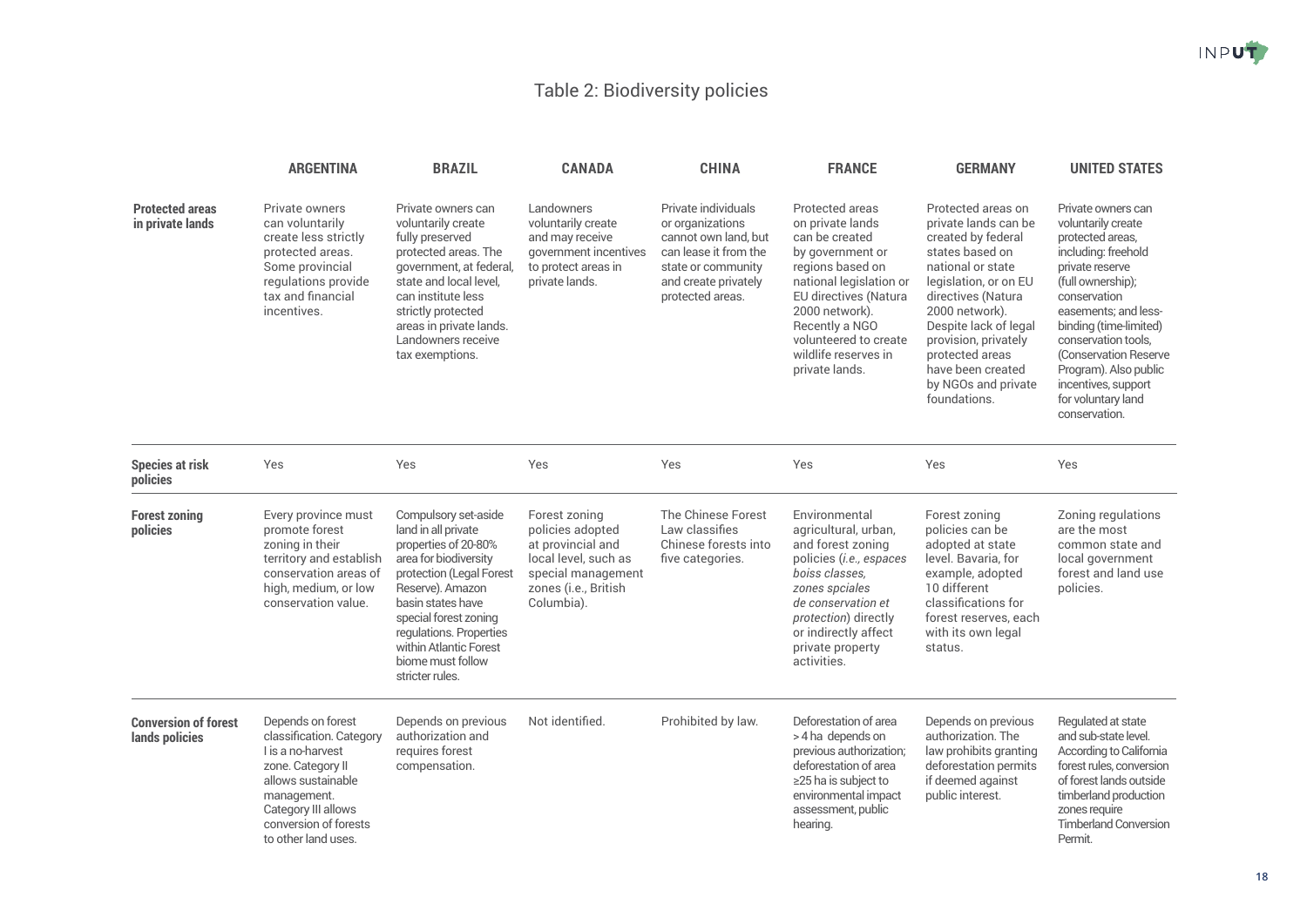## Table 2: Biodiversity policies

| | ARGENTINA | BRAZIL | CANADA | CHINA | FRANCE | GERMANY | UNITED STATES |
|---|---|---|---|---|---|---|---|
| **Protected areas in private lands** | Private owners can voluntarily create less strictly protected areas. Some provincial regulations provide tax and financial incentives. | Private owners can voluntarily create fully preserved protected areas. The government, at federal, state and local level, can institute less strictly protected areas in private lands. Landowners receive tax exemptions. | Landowners voluntarily create and may receive government incentives to protect areas in private lands. | Private individuals or organizations cannot own land, but can lease it from the state or community and create privately protected areas. | Protected areas on private lands can be created by government or regions based on national legislation or EU directives (Natura 2000 network). Recently a NGO volunteered to create wildlife reserves in private lands. | Protected areas on private lands can be created by federal states based on national or state legislation, or on EU directives (Natura 2000 network). Despite lack of legal provision, privately protected areas have been created by NGOs and private foundations. | Private owners can voluntarily create protected areas, including: freehold private reserve (full ownership); conservation easements; and less-binding (time-limited) conservation tools, (Conservation Reserve Program). Also public incentives, support for voluntary land conservation. |
| **Species at risk policies** | Yes | Yes | Yes | Yes | Yes | Yes | Yes |
| **Forest zoning policies** | Every province must promote forest zoning in their territory and establish conservation areas of high, medium, or low conservation value. | Compulsory set-aside land in all private properties of 20-80% area for biodiversity protection (Legal Forest Reserve). Amazon basin states have special forest zoning regulations. Properties within Atlantic Forest biome must follow stricter rules. | Forest zoning policies adopted at provincial and local level, such as special management zones (i.e., British Columbia). | The Chinese Forest Law classifies Chinese forests into five categories. | Environmental agricultural, urban, and forest zoning policies (*i.e., espaces boiss classes, zones spciales de conservation et protection*) directly or indirectly affect private property activities. | Forest zoning policies can be adopted at state level. Bavaria, for example, adopted 10 different classifications for forest reserves, each with its own legal status. | Zoning regulations are the most common state and local government forest and land use policies. |
| **Conversion of forest lands policies** | Depends on forest classification. Category I is a no-harvest zone. Category II allows sustainable management. Category III allows conversion of forests to other land uses. | Depends on previous authorization and requires forest compensation. | Not identified. | Prohibited by law. | Deforestation of area > 4 ha depends on previous authorization; deforestation of area ≥25 ha is subject to environmental impact assessment, public hearing. | Depends on previous authorization. The law prohibits granting deforestation permits if deemed against public interest. | Regulated at state and sub-state level. According to California forest rules, conversion of forest lands outside timberland production zones require Timberland Conversion Permit. |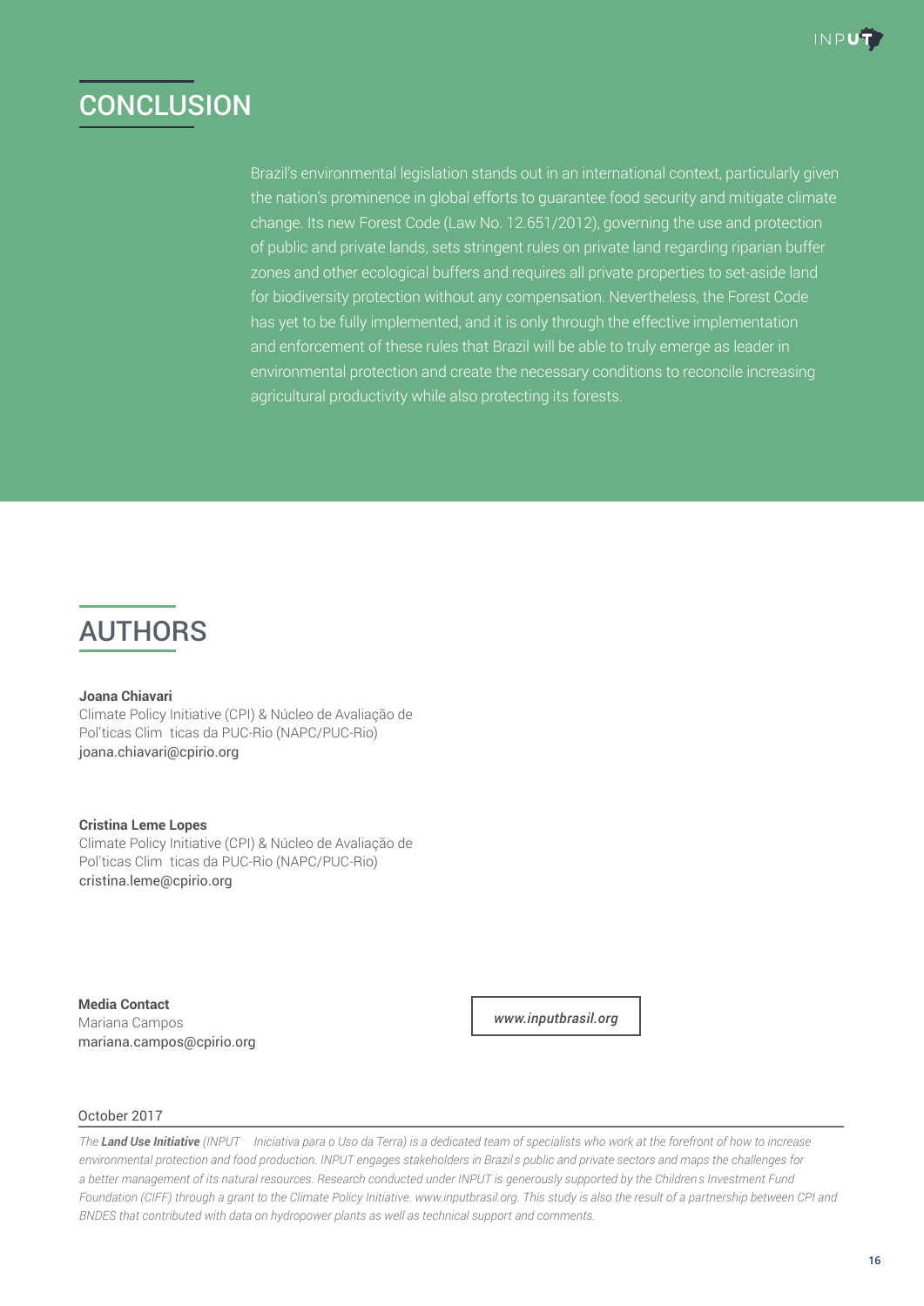# CONCLUSION

Brazil's environmental legislation stands out in an international context, particularly given the nation's prominence in global efforts to guarantee food security and mitigate climate change. Its new Forest Code (Law No. 12.651/2012), governing the use and protection of public and private lands, sets stringent rules on private land regarding riparian buffer zones and other ecological buffers and requires all private properties to set-aside land for biodiversity protection without any compensation. Nevertheless, the Forest Code has yet to be fully implemented, and it is only through the effective implementation and enforcement of these rules that Brazil will be able to truly emerge as leader in environmental protection and create the necessary conditions to reconcile increasing agricultural productivity while also protecting its forests.

# AUTHORS

**Joana Chiavari**
Climate Policy Initiative (CPI) & Núcleo de Avaliação de Pol'ticas Clim ticas da PUC-Rio (NAPC/PUC-Rio)
joana.chiavari@cpirio.org

**Cristina Leme Lopes**
Climate Policy Initiative (CPI) & Núcleo de Avaliação de Pol'ticas Clim ticas da PUC-Rio (NAPC/PUC-Rio)
cristina.leme@cpirio.org

**Media Contact**
Mariana Campos
mariana.campos@cpirio.org

*www.inputbrasil.org*

October 2017

*The **Land Use Initiative** (INPUT Iniciativa para o Uso da Terra) is a dedicated team of specialists who work at the forefront of how to increase environmental protection and food production. INPUT engages stakeholders in Brazil s public and private sectors and maps the challenges for a better management of its natural resources. Research conducted under INPUT is generously supported by the Children s Investment Fund Foundation (CIFF) through a grant to the Climate Policy Initiative. www.inputbrasil.org. This study is also the result of a partnership between CPI and BNDES that contributed with data on hydropower plants as well as technical support and comments.*